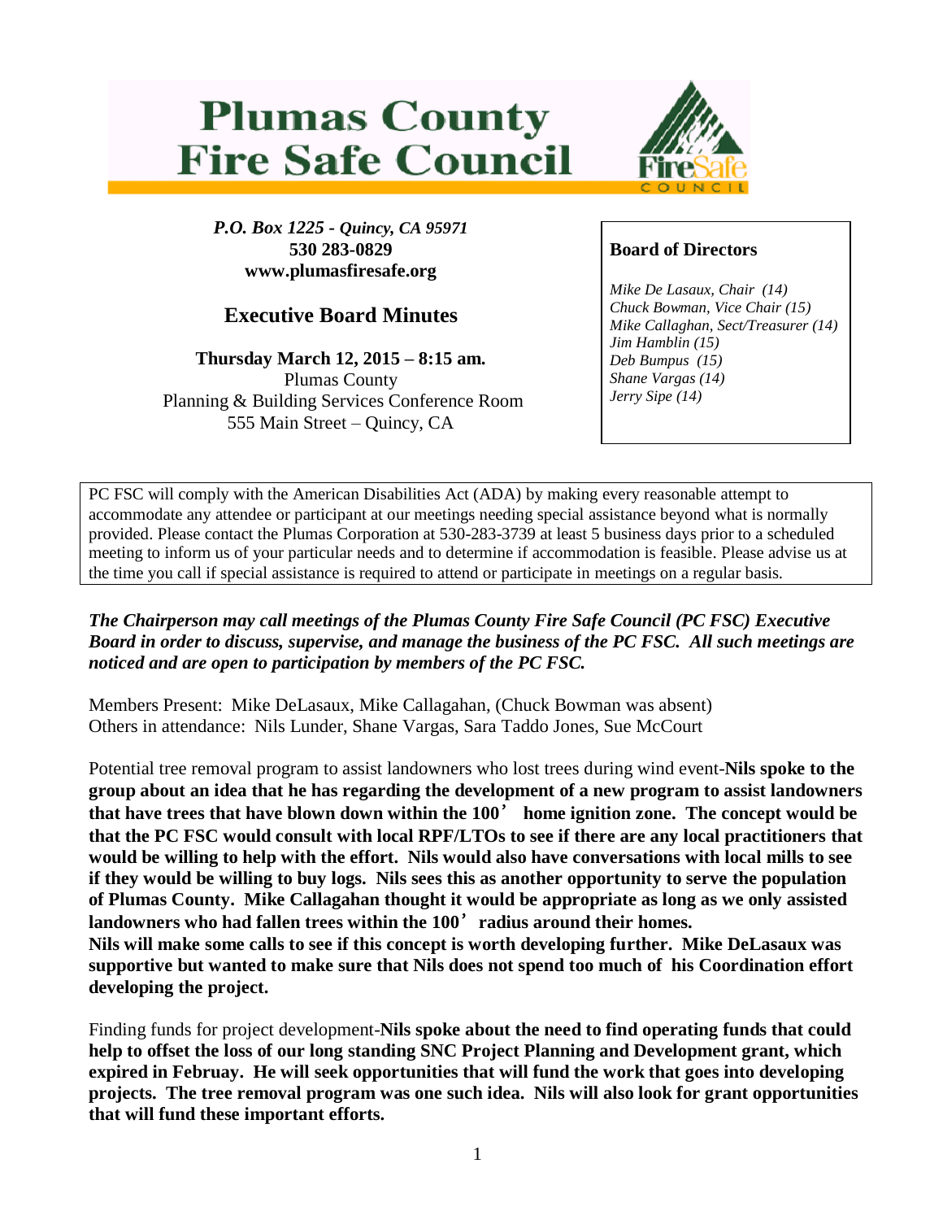# Plumas County Fire Safe Council

*P.O. Box 1225 - Quincy, CA 95971*
**530 283-0829**
**www.plumasfiresafe.org**

## Executive Board Minutes

**Thursday March 12, 2015 – 8:15 am.**
Plumas County
Planning & Building Services Conference Room
555 Main Street – Quincy, CA

**Board of Directors**

*Mike De Lasaux, Chair (14)*
*Chuck Bowman, Vice Chair (15)*
*Mike Callaghan, Sect/Treasurer (14)*
*Jim Hamblin (15)*
*Deb Bumpus (15)*
*Shane Vargas (14)*
*Jerry Sipe (14)*

PC FSC will comply with the American Disabilities Act (ADA) by making every reasonable attempt to accommodate any attendee or participant at our meetings needing special assistance beyond what is normally provided. Please contact the Plumas Corporation at 530-283-3739 at least 5 business days prior to a scheduled meeting to inform us of your particular needs and to determine if accommodation is feasible. Please advise us at the time you call if special assistance is required to attend or participate in meetings on a regular basis.

***The Chairperson may call meetings of the Plumas County Fire Safe Council (PC FSC) Executive Board in order to discuss, supervise, and manage the business of the PC FSC. All such meetings are noticed and are open to participation by members of the PC FSC.***

Members Present: Mike DeLasaux, Mike Callagahan, (Chuck Bowman was absent)
Others in attendance: Nils Lunder, Shane Vargas, Sara Taddo Jones, Sue McCourt

Potential tree removal program to assist landowners who lost trees during wind event-**Nils spoke to the group about an idea that he has regarding the development of a new program to assist landowners that have trees that have blown down within the 100' home ignition zone. The concept would be that the PC FSC would consult with local RPF/LTOs to see if there are any local practitioners that would be willing to help with the effort. Nils would also have conversations with local mills to see if they would be willing to buy logs. Nils sees this as another opportunity to serve the population of Plumas County. Mike Callagahan thought it would be appropriate as long as we only assisted landowners who had fallen trees within the 100' radius around their homes.**
**Nils will make some calls to see if this concept is worth developing further. Mike DeLasaux was supportive but wanted to make sure that Nils does not spend too much of his Coordination effort developing the project.**

Finding funds for project development-**Nils spoke about the need to find operating funds that could help to offset the loss of our long standing SNC Project Planning and Development grant, which expired in Februay. He will seek opportunities that will fund the work that goes into developing projects. The tree removal program was one such idea. Nils will also look for grant opportunities that will fund these important efforts.**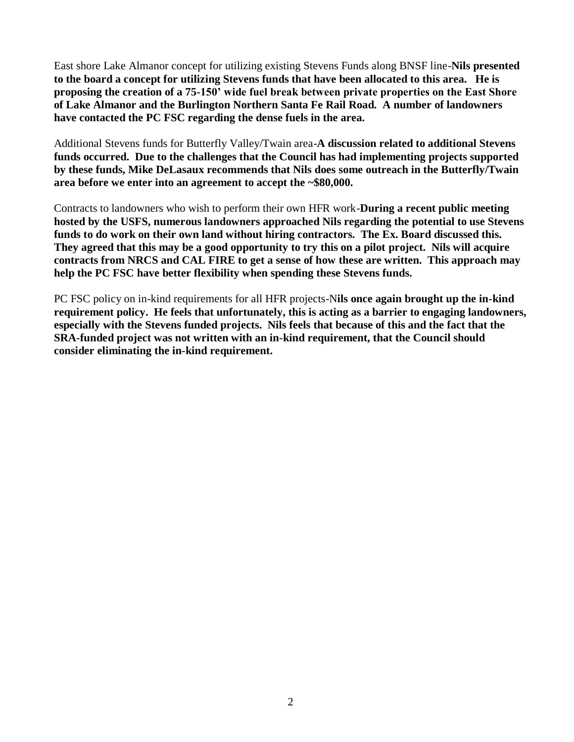East shore Lake Almanor concept for utilizing existing Stevens Funds along BNSF line-**Nils presented to the board a concept for utilizing Stevens funds that have been allocated to this area. He is proposing the creation of a 75-150' wide fuel break between private properties on the East Shore of Lake Almanor and the Burlington Northern Santa Fe Rail Road. A number of landowners have contacted the PC FSC regarding the dense fuels in the area.**

Additional Stevens funds for Butterfly Valley/Twain area-**A discussion related to additional Stevens funds occurred. Due to the challenges that the Council has had implementing projects supported by these funds, Mike DeLasaux recommends that Nils does some outreach in the Butterfly/Twain area before we enter into an agreement to accept the ~$80,000.**

Contracts to landowners who wish to perform their own HFR work-**During a recent public meeting hosted by the USFS, numerous landowners approached Nils regarding the potential to use Stevens funds to do work on their own land without hiring contractors. The Ex. Board discussed this. They agreed that this may be a good opportunity to try this on a pilot project. Nils will acquire contracts from NRCS and CAL FIRE to get a sense of how these are written. This approach may help the PC FSC have better flexibility when spending these Stevens funds.**

PC FSC policy on in-kind requirements for all HFR projects-N**ils once again brought up the in-kind requirement policy. He feels that unfortunately, this is acting as a barrier to engaging landowners, especially with the Stevens funded projects. Nils feels that because of this and the fact that the SRA-funded project was not written with an in-kind requirement, that the Council should consider eliminating the in-kind requirement.**